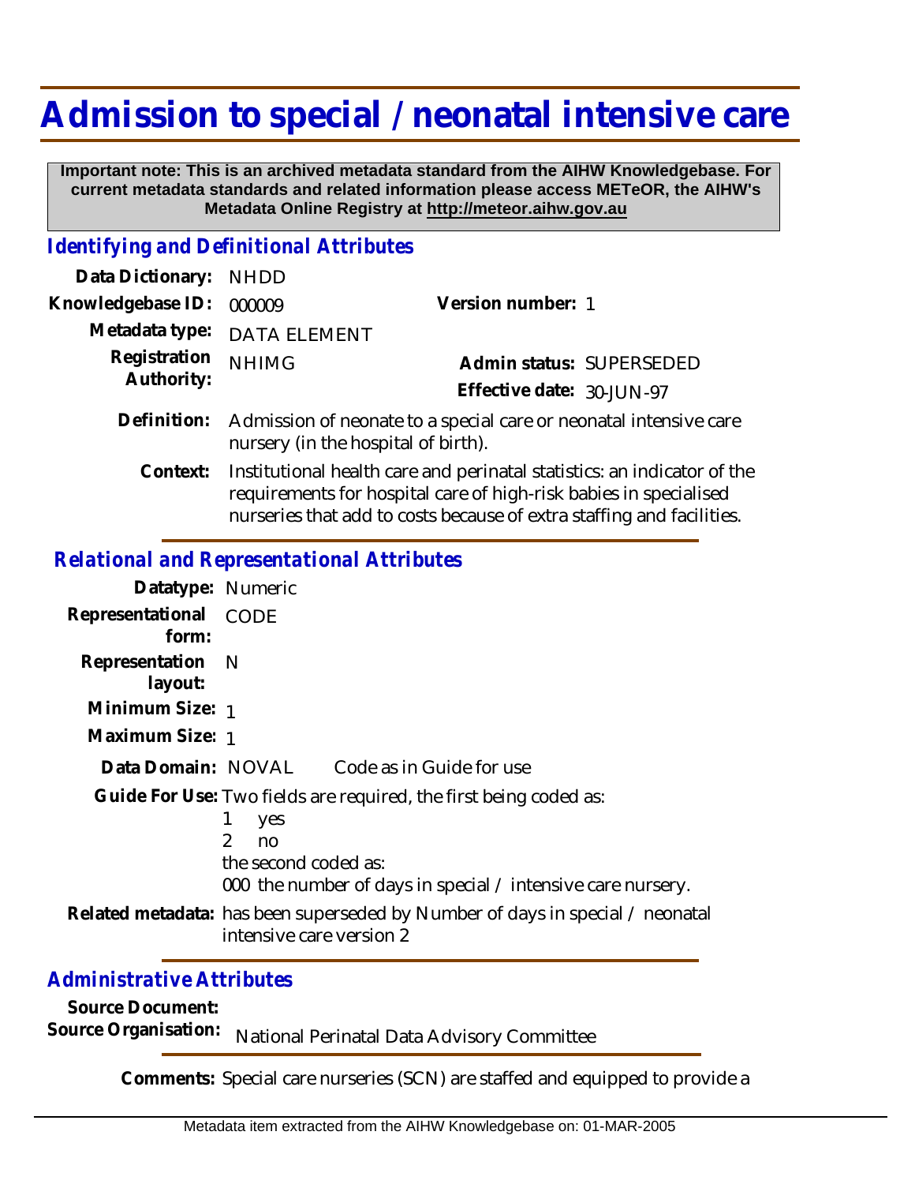# Admission to special / neonatal intensive care

**Important note: This is an archived metadata standard from the AIHW Knowledgebase. For current metadata standards and related information please access METeOR, the AIHW's Metadata Online Registry at http://meteor.aihw.gov.au**

## *Identifying and Definitional Attributes*

**Data Dictionary:** NHDD

**Knowledgebase ID:** 000009

**Version number:** 1

**Metadata type:** DATA ELEMENT

**Registration Authority:** NHIMG

**Admin status:** SUPERSEDED

**Effective date:** 30-JUN-97

**Definition:** Admission of neonate to a special care or neonatal intensive care nursery (in the hospital of birth).

**Context:** Institutional health care and perinatal statistics: an indicator of the requirements for hospital care of high-risk babies in specialised nurseries that add to costs because of extra staffing and facilities.

## *Relational and Representational Attributes*

**Datatype:** Numeric

**Representational form:** CODE

**Representation layout:** N

**Minimum Size:** 1

**Maximum Size:** 1

**Data Domain:** NOVAL Code as in Guide for use

**Guide For Use:** Two fields are required, the first being coded as:

1 yes
2 no

the second coded as:

000 the number of days in special / intensive care nursery.

**Related metadata:** has been superseded by Number of days in special / neonatal intensive care version 2

## *Administrative Attributes*

**Source Document:**

**Source Organisation:** National Perinatal Data Advisory Committee

**Comments:** Special care nurseries (SCN) are staffed and equipped to provide a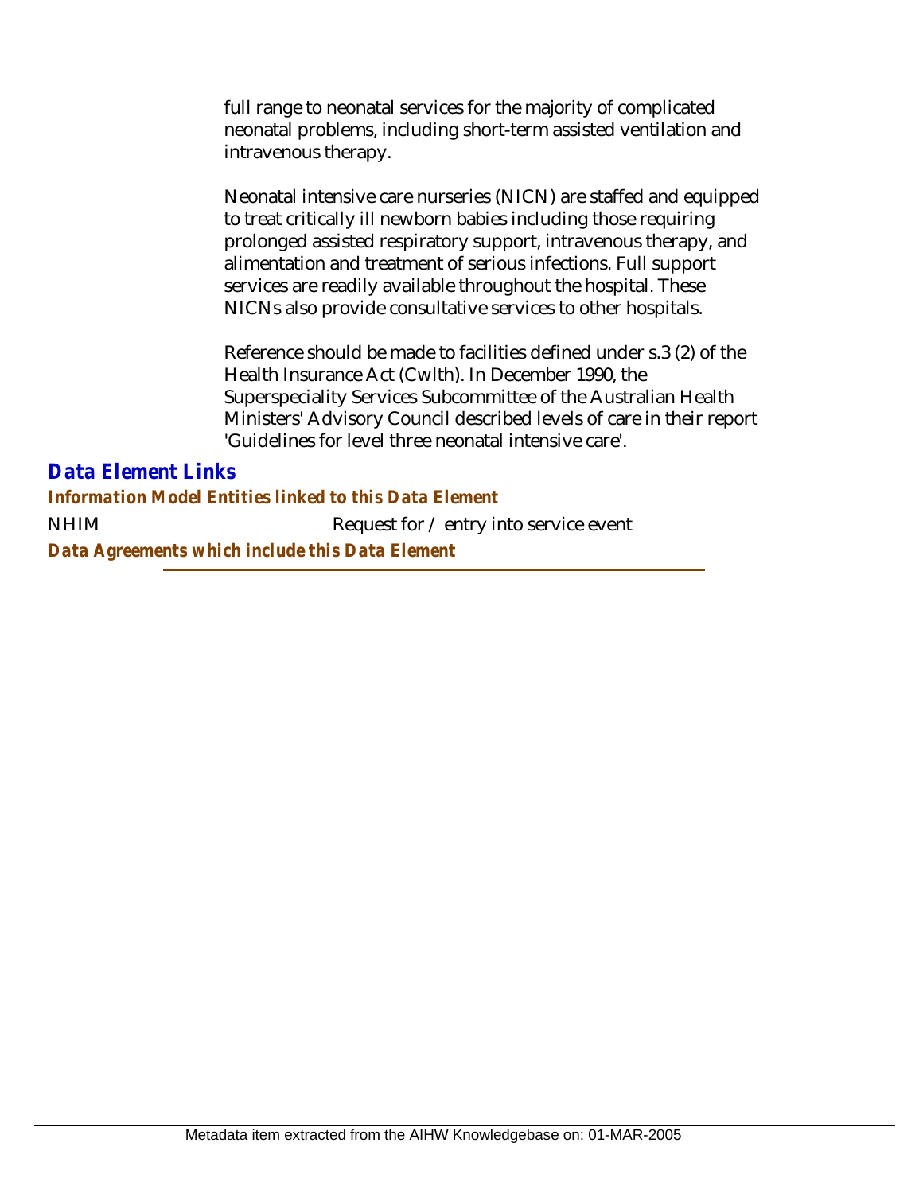full range to neonatal services for the majority of complicated neonatal problems, including short-term assisted ventilation and intravenous therapy.

Neonatal intensive care nurseries (NICN) are staffed and equipped to treat critically ill newborn babies including those requiring prolonged assisted respiratory support, intravenous therapy, and alimentation and treatment of serious infections. Full support services are readily available throughout the hospital. These NICNs also provide consultative services to other hospitals.

Reference should be made to facilities defined under s.3 (2) of the Health Insurance Act (Cwlth). In December 1990, the Superspeciality Services Subcommittee of the Australian Health Ministers' Advisory Council described levels of care in their report 'Guidelines for level three neonatal intensive care'.

## Data Element Links

### Information Model Entities linked to this Data Element

NHIM — Request for / entry into service event

### Data Agreements which include this Data Element

Metadata item extracted from the AIHW Knowledgebase on: 01-MAR-2005